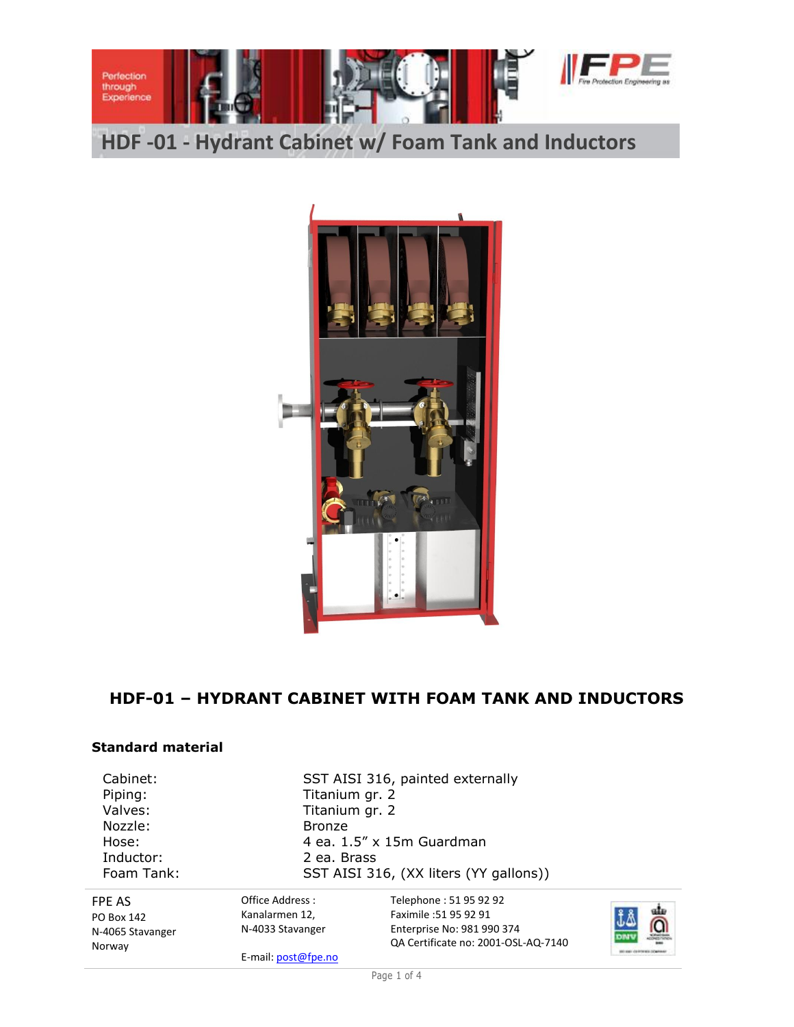# HDF -01 - Hydrant Cabinet w/ Foam Tank and Inductors

## HDF-01 – HYDRANT CABINET WITH FOAM TANK AND INDUCTORS

### Standard material

| | |
|---|---|
| Cabinet: | SST AISI 316, painted externally |
| Piping: | Titanium gr. 2 |
| Valves: | Titanium gr. 2 |
| Nozzle: | Bronze |
| Hose: | 4 ea. 1.5" x 15m Guardman |
| Inductor: | 2 ea. Brass |
| Foam Tank: | SST AISI 316, (XX liters (YY gallons)) |

FPE AS
PO Box 142
N-4065 Stavanger
Norway

Office Address :
Kanalarmen 12,
N-4033 Stavanger

E-mail: post@fpe.no

Telephone : 51 95 92 92
Faximile :51 95 92 91
Enterprise No: 981 990 374
QA Certificate no: 2001-OSL-AQ-7140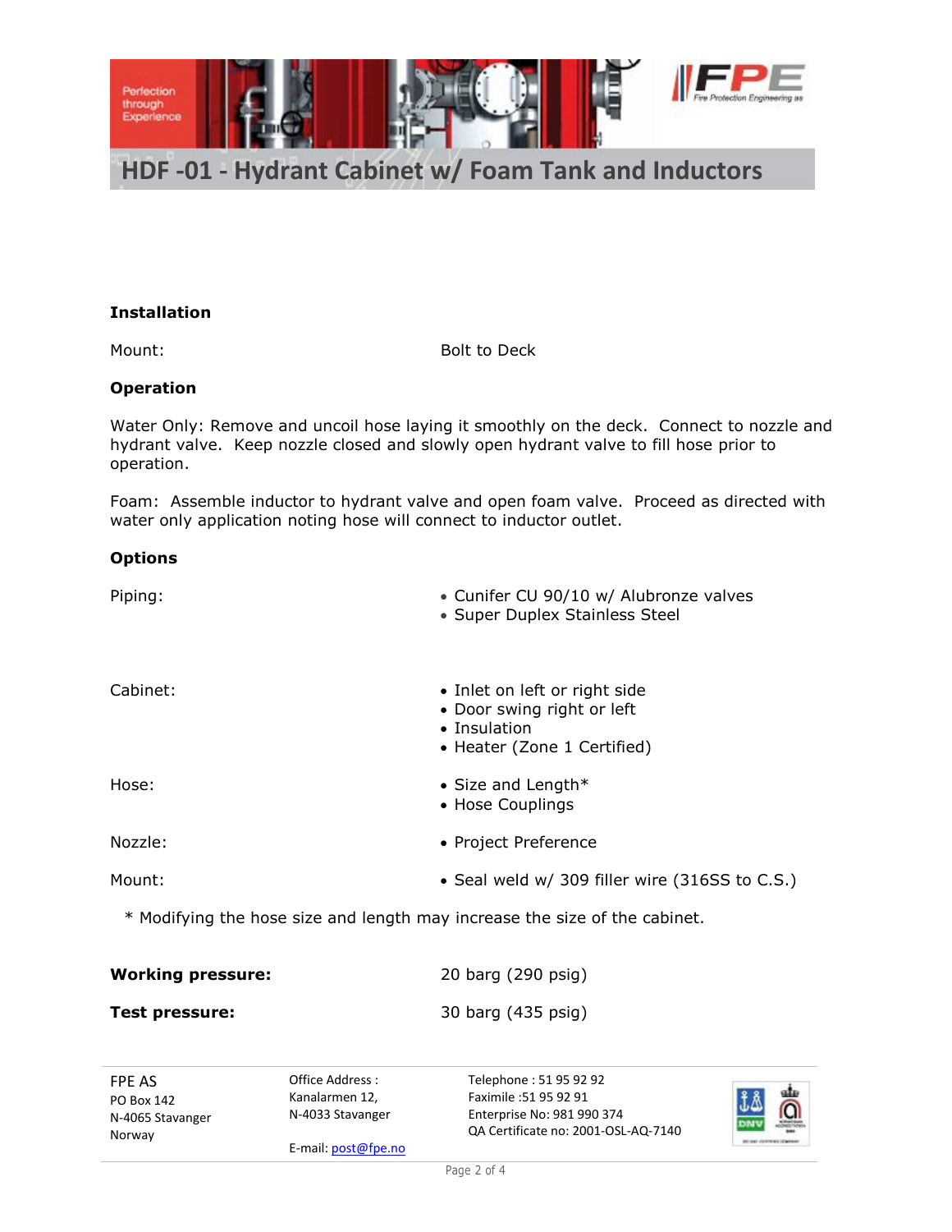# HDF -01 - Hydrant Cabinet w/ Foam Tank and Inductors

**Installation**

| | |
|---|---|
| Mount: | Bolt to Deck |

**Operation**

Water Only: Remove and uncoil hose laying it smoothly on the deck. Connect to nozzle and hydrant valve. Keep nozzle closed and slowly open hydrant valve to fill hose prior to operation.

Foam: Assemble inductor to hydrant valve and open foam valve. Proceed as directed with water only application noting hose will connect to inductor outlet.

**Options**

| | |
|---|---|
| Piping: | • Cunifer CU 90/10 w/ Alubronze valves<br>• Super Duplex Stainless Steel |
| Cabinet: | • Inlet on left or right side<br>• Door swing right or left<br>• Insulation<br>• Heater (Zone 1 Certified) |
| Hose: | • Size and Length*<br>• Hose Couplings |
| Nozzle: | • Project Preference |
| Mount: | • Seal weld w/ 309 filler wire (316SS to C.S.) |

\* Modifying the hose size and length may increase the size of the cabinet.

| | |
|---|---|
| **Working pressure:** | 20 barg (290 psig) |
| **Test pressure:** | 30 barg (435 psig) |

FPE AS
PO Box 142
N-4065 Stavanger
Norway

Office Address :
Kanalarmen 12,
N-4033 Stavanger

E-mail: post@fpe.no

Telephone : 51 95 92 92
Faximile :51 95 92 91
Enterprise No: 981 990 374
QA Certificate no: 2001-OSL-AQ-7140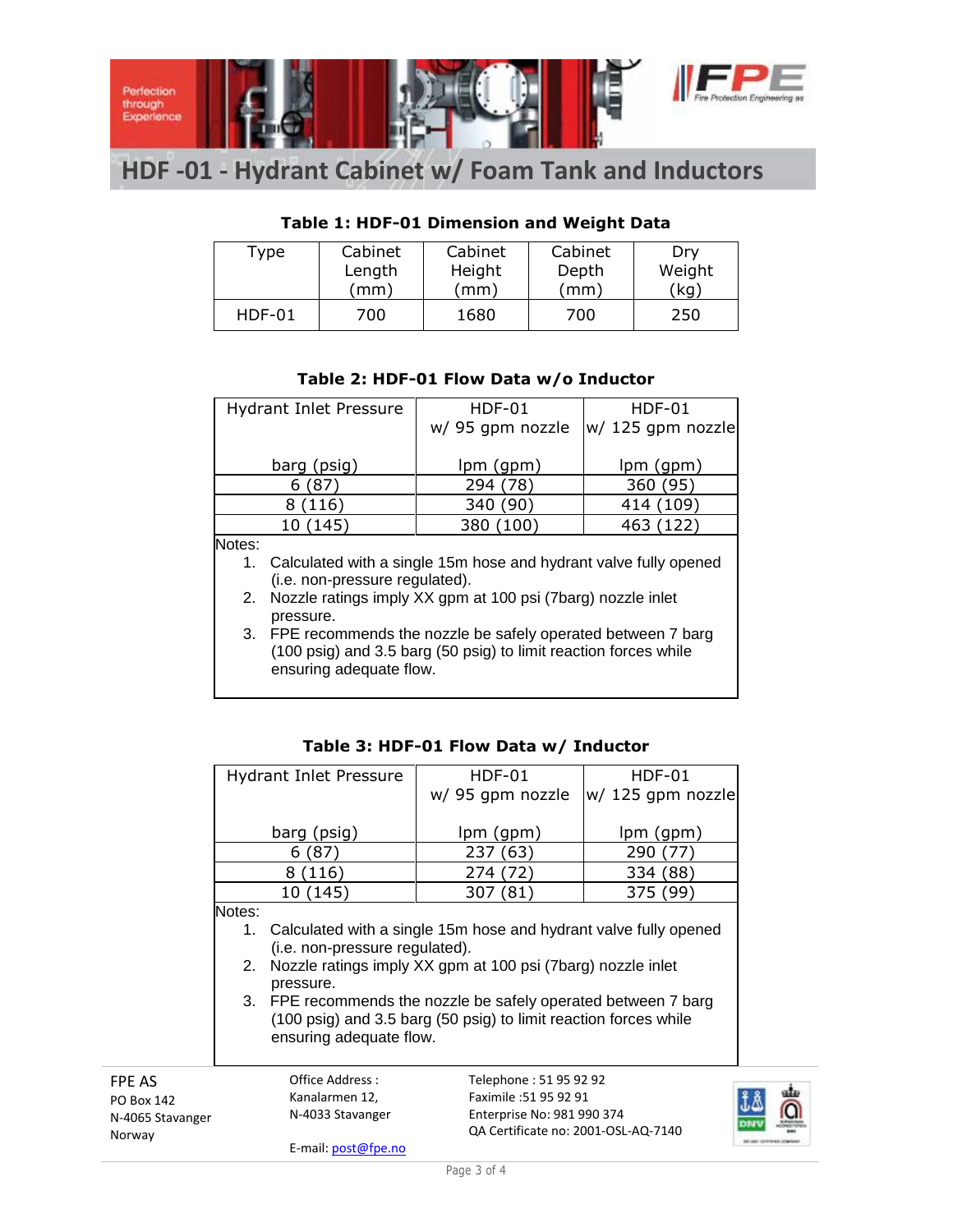# HDF -01 - Hydrant Cabinet w/ Foam Tank and Inductors

**Table 1: HDF-01 Dimension and Weight Data**

| Type | Cabinet Length (mm) | Cabinet Height (mm) | Cabinet Depth (mm) | Dry Weight (kg) |
|---|---|---|---|---|
| HDF-01 | 700 | 1680 | 700 | 250 |

**Table 2: HDF-01 Flow Data w/o Inductor**

| Hydrant Inlet Pressure barg (psig) | HDF-01 w/ 95 gpm nozzle lpm (gpm) | HDF-01 w/ 125 gpm nozzle lpm (gpm) |
|---|---|---|
| 6 (87) | 294 (78) | 360 (95) |
| 8 (116) | 340 (90) | 414 (109) |
| 10 (145) | 380 (100) | 463 (122) |

Notes:

1. Calculated with a single 15m hose and hydrant valve fully opened (i.e. non-pressure regulated).
2. Nozzle ratings imply XX gpm at 100 psi (7barg) nozzle inlet pressure.
3. FPE recommends the nozzle be safely operated between 7 barg (100 psig) and 3.5 barg (50 psig) to limit reaction forces while ensuring adequate flow.

**Table 3: HDF-01 Flow Data w/ Inductor**

| Hydrant Inlet Pressure barg (psig) | HDF-01 w/ 95 gpm nozzle lpm (gpm) | HDF-01 w/ 125 gpm nozzle lpm (gpm) |
|---|---|---|
| 6 (87) | 237 (63) | 290 (77) |
| 8 (116) | 274 (72) | 334 (88) |
| 10 (145) | 307 (81) | 375 (99) |

Notes:

1. Calculated with a single 15m hose and hydrant valve fully opened (i.e. non-pressure regulated).
2. Nozzle ratings imply XX gpm at 100 psi (7barg) nozzle inlet pressure.
3. FPE recommends the nozzle be safely operated between 7 barg (100 psig) and 3.5 barg (50 psig) to limit reaction forces while ensuring adequate flow.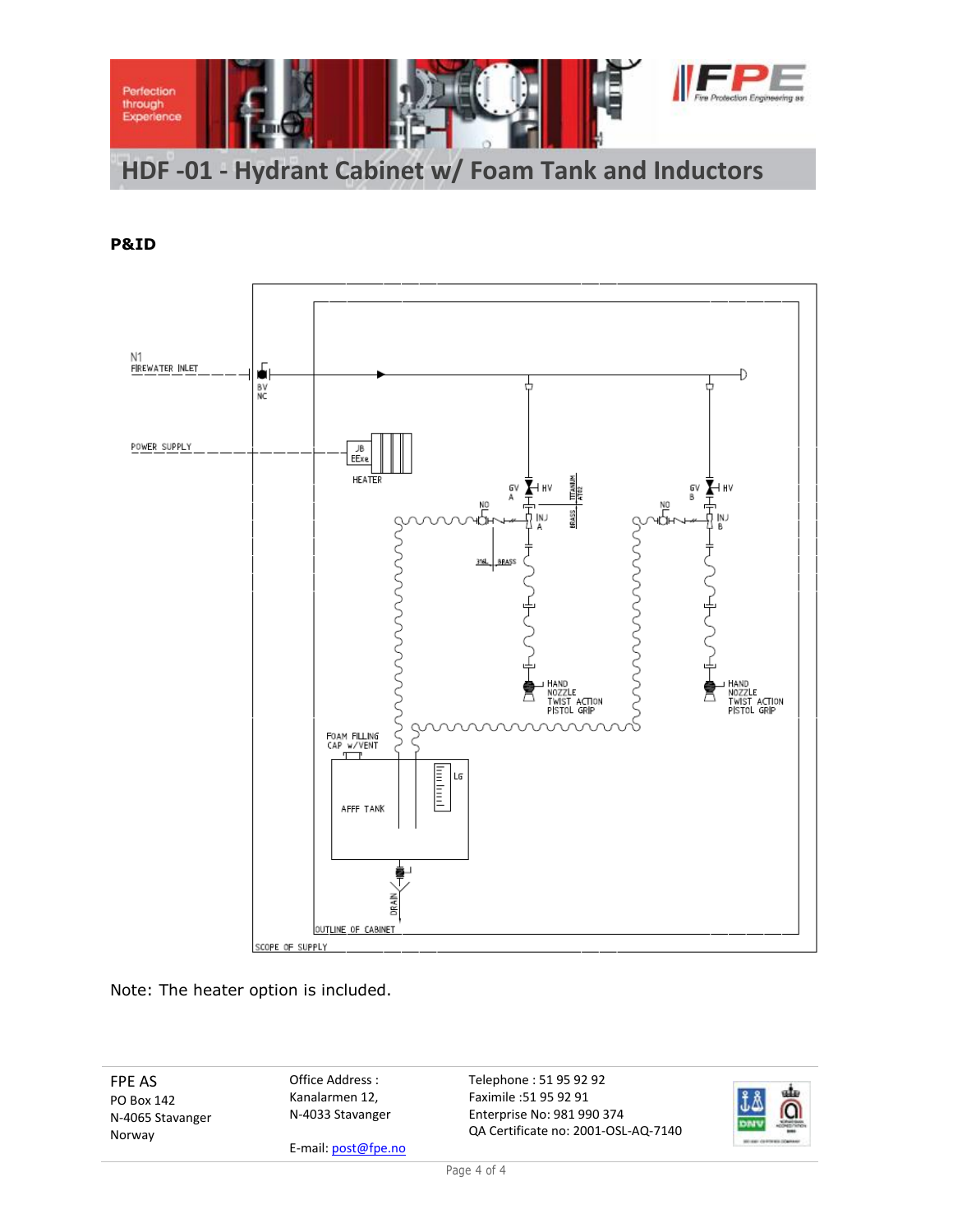# HDF -01 - Hydrant Cabinet w/ Foam Tank and Inductors

**P&ID**

N1
FIREWATER INLET
BV
NC
POWER SUPPLY
JB
EExe
HEATER
GV
A
HV
TITANIUM
BRASS
NO
INJ
A
316L
BRASS
HAND
NOZZLE
TWIST ACTION
PISTOL GRIP
GV
B
HV
NO
INJ
B
HAND
NOZZLE
TWIST ACTION
PISTOL GRIP
FOAM FILLING
CAP w/VENT
LG
AFFF TANK
DRAIN
OUTLINE OF CABINET
SCOPE OF SUPPLY

Note: The heater option is included.

FPE AS
PO Box 142
N-4065 Stavanger
Norway

Office Address :
Kanalarmen 12,
N-4033 Stavanger

E-mail: post@fpe.no

Telephone : 51 95 92 92
Faximile :51 95 92 91
Enterprise No: 981 990 374
QA Certificate no: 2001-OSL-AQ-7140